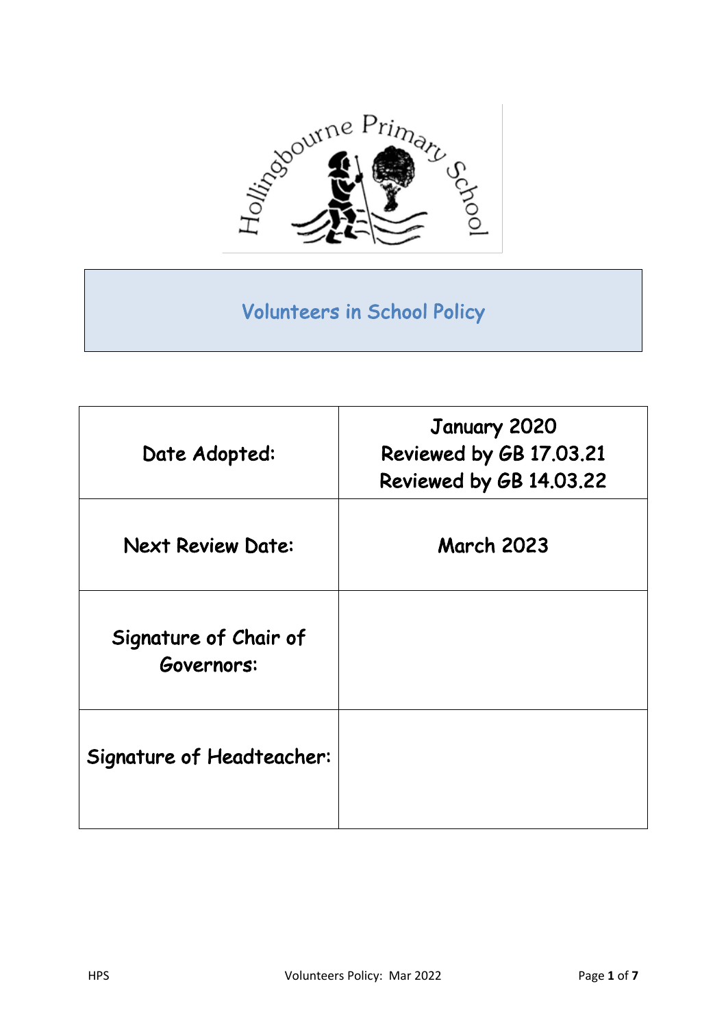Hollingbourne Primary School

# Volunteers in School Policy

| Date Adopted: | January 2020<br>Reviewed by GB 17.03.21<br>Reviewed by GB 14.03.22 |
|---|---|
| Next Review Date: | March 2023 |
| Signature of Chair of Governors: | |
| Signature of Headteacher: | |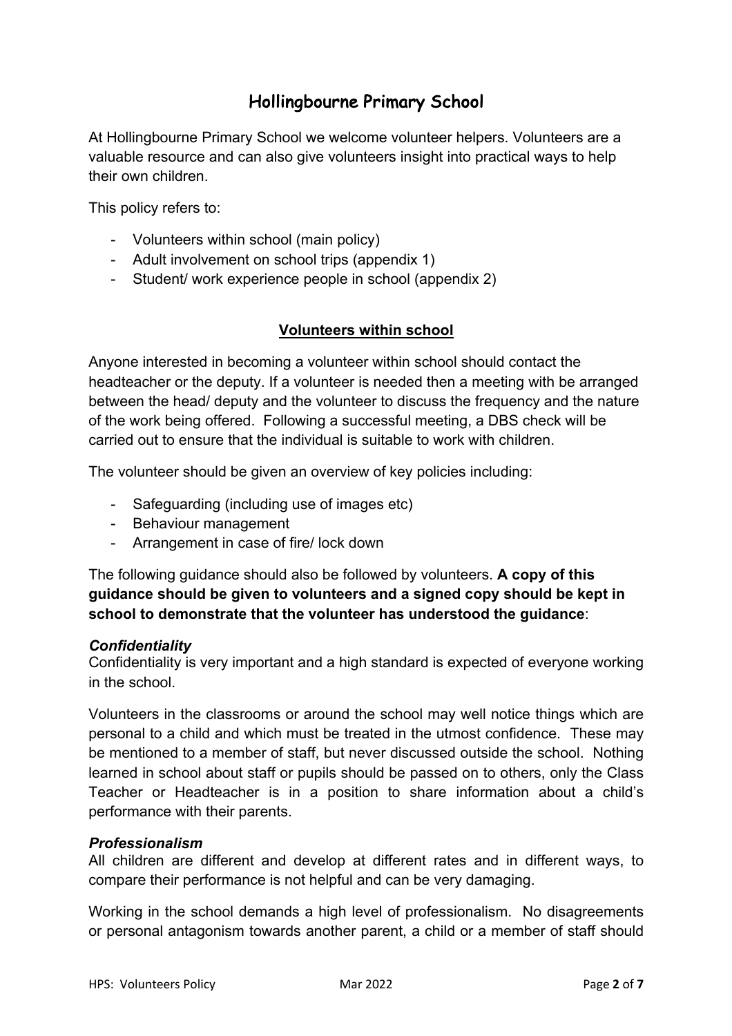# Hollingbourne Primary School

At Hollingbourne Primary School we welcome volunteer helpers. Volunteers are a valuable resource and can also give volunteers insight into practical ways to help their own children.

This policy refers to:

- Volunteers within school (main policy)
- Adult involvement on school trips (appendix 1)
- Student/ work experience people in school (appendix 2)

## Volunteers within school

Anyone interested in becoming a volunteer within school should contact the headteacher or the deputy. If a volunteer is needed then a meeting with be arranged between the head/ deputy and the volunteer to discuss the frequency and the nature of the work being offered. Following a successful meeting, a DBS check will be carried out to ensure that the individual is suitable to work with children.

The volunteer should be given an overview of key policies including:

- Safeguarding (including use of images etc)
- Behaviour management
- Arrangement in case of fire/ lock down

The following guidance should also be followed by volunteers. **A copy of this guidance should be given to volunteers and a signed copy should be kept in school to demonstrate that the volunteer has understood the guidance**:

### *Confidentiality*

Confidentiality is very important and a high standard is expected of everyone working in the school.

Volunteers in the classrooms or around the school may well notice things which are personal to a child and which must be treated in the utmost confidence. These may be mentioned to a member of staff, but never discussed outside the school. Nothing learned in school about staff or pupils should be passed on to others, only the Class Teacher or Headteacher is in a position to share information about a child's performance with their parents.

### *Professionalism*

All children are different and develop at different rates and in different ways, to compare their performance is not helpful and can be very damaging.

Working in the school demands a high level of professionalism. No disagreements or personal antagonism towards another parent, a child or a member of staff should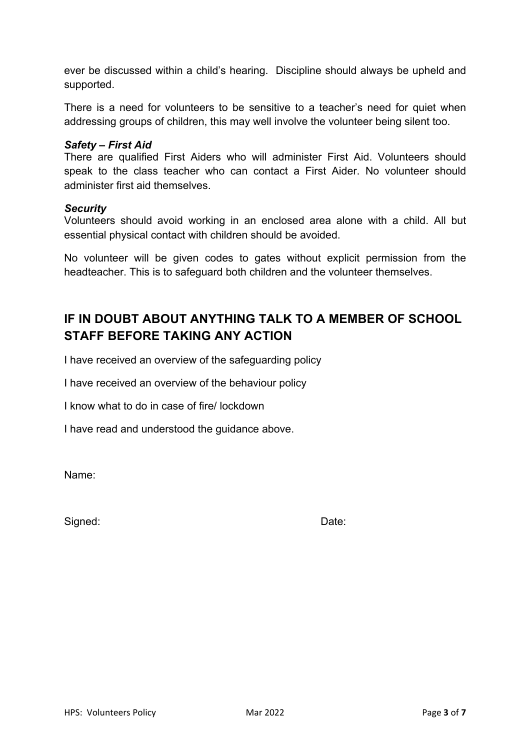ever be discussed within a child's hearing. Discipline should always be upheld and supported.

There is a need for volunteers to be sensitive to a teacher's need for quiet when addressing groups of children, this may well involve the volunteer being silent too.

***Safety – First Aid***

There are qualified First Aiders who will administer First Aid. Volunteers should speak to the class teacher who can contact a First Aider. No volunteer should administer first aid themselves.

***Security***

Volunteers should avoid working in an enclosed area alone with a child. All but essential physical contact with children should be avoided.

No volunteer will be given codes to gates without explicit permission from the headteacher. This is to safeguard both children and the volunteer themselves.

## IF IN DOUBT ABOUT ANYTHING TALK TO A MEMBER OF SCHOOL STAFF BEFORE TAKING ANY ACTION

I have received an overview of the safeguarding policy

I have received an overview of the behaviour policy

I know what to do in case of fire/ lockdown

I have read and understood the guidance above.

Name:

Signed: Date: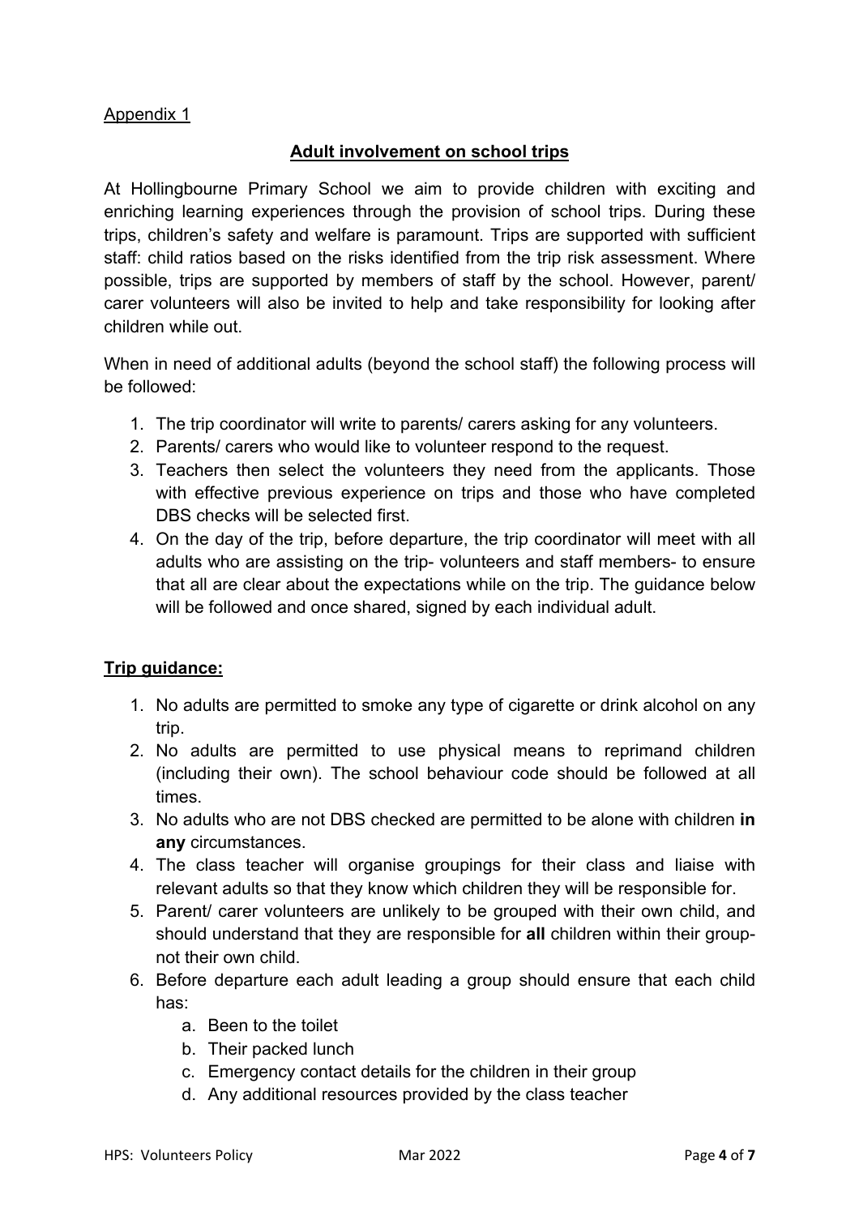Appendix 1

## Adult involvement on school trips

At Hollingbourne Primary School we aim to provide children with exciting and enriching learning experiences through the provision of school trips. During these trips, children's safety and welfare is paramount. Trips are supported with sufficient staff: child ratios based on the risks identified from the trip risk assessment. Where possible, trips are supported by members of staff by the school. However, parent/ carer volunteers will also be invited to help and take responsibility for looking after children while out.

When in need of additional adults (beyond the school staff) the following process will be followed:

1. The trip coordinator will write to parents/ carers asking for any volunteers.
2. Parents/ carers who would like to volunteer respond to the request.
3. Teachers then select the volunteers they need from the applicants. Those with effective previous experience on trips and those who have completed DBS checks will be selected first.
4. On the day of the trip, before departure, the trip coordinator will meet with all adults who are assisting on the trip- volunteers and staff members- to ensure that all are clear about the expectations while on the trip. The guidance below will be followed and once shared, signed by each individual adult.

### Trip guidance:

1. No adults are permitted to smoke any type of cigarette or drink alcohol on any trip.
2. No adults are permitted to use physical means to reprimand children (including their own). The school behaviour code should be followed at all times.
3. No adults who are not DBS checked are permitted to be alone with children **in any** circumstances.
4. The class teacher will organise groupings for their class and liaise with relevant adults so that they know which children they will be responsible for.
5. Parent/ carer volunteers are unlikely to be grouped with their own child, and should understand that they are responsible for **all** children within their group- not their own child.
6. Before departure each adult leading a group should ensure that each child has:
   a. Been to the toilet
   b. Their packed lunch
   c. Emergency contact details for the children in their group
   d. Any additional resources provided by the class teacher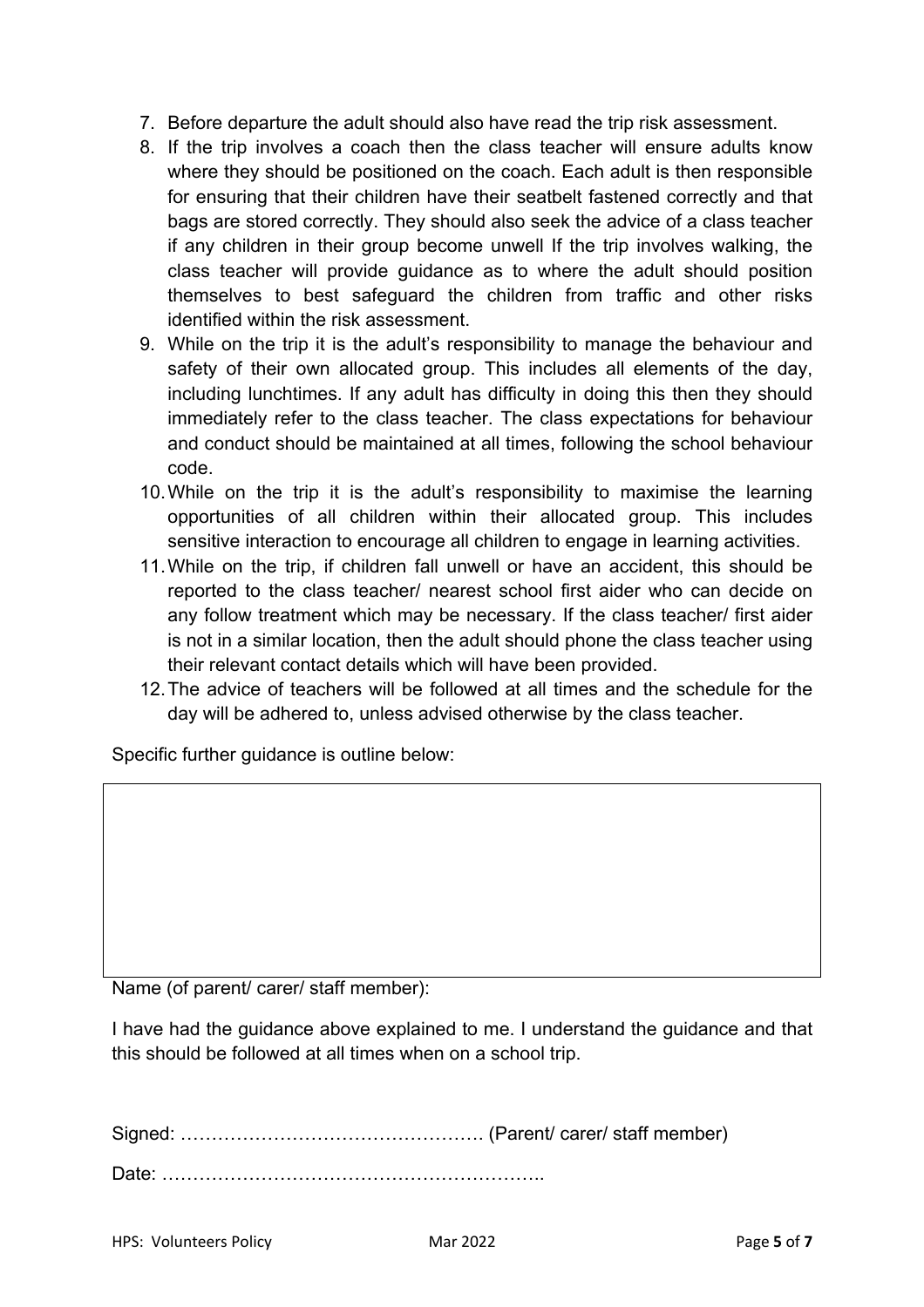7. Before departure the adult should also have read the trip risk assessment.
8. If the trip involves a coach then the class teacher will ensure adults know where they should be positioned on the coach. Each adult is then responsible for ensuring that their children have their seatbelt fastened correctly and that bags are stored correctly. They should also seek the advice of a class teacher if any children in their group become unwell If the trip involves walking, the class teacher will provide guidance as to where the adult should position themselves to best safeguard the children from traffic and other risks identified within the risk assessment.
9. While on the trip it is the adult's responsibility to manage the behaviour and safety of their own allocated group. This includes all elements of the day, including lunchtimes. If any adult has difficulty in doing this then they should immediately refer to the class teacher. The class expectations for behaviour and conduct should be maintained at all times, following the school behaviour code.
10. While on the trip it is the adult's responsibility to maximise the learning opportunities of all children within their allocated group. This includes sensitive interaction to encourage all children to engage in learning activities.
11. While on the trip, if children fall unwell or have an accident, this should be reported to the class teacher/ nearest school first aider who can decide on any follow treatment which may be necessary. If the class teacher/ first aider is not in a similar location, then the adult should phone the class teacher using their relevant contact details which will have been provided.
12. The advice of teachers will be followed at all times and the schedule for the day will be adhered to, unless advised otherwise by the class teacher.

Specific further guidance is outline below:

| |
|---|
| |

Name (of parent/ carer/ staff member):

I have had the guidance above explained to me. I understand the guidance and that this should be followed at all times when on a school trip.

Signed: …………………………………………. (Parent/ carer/ staff member)

Date: ……………………………………………………..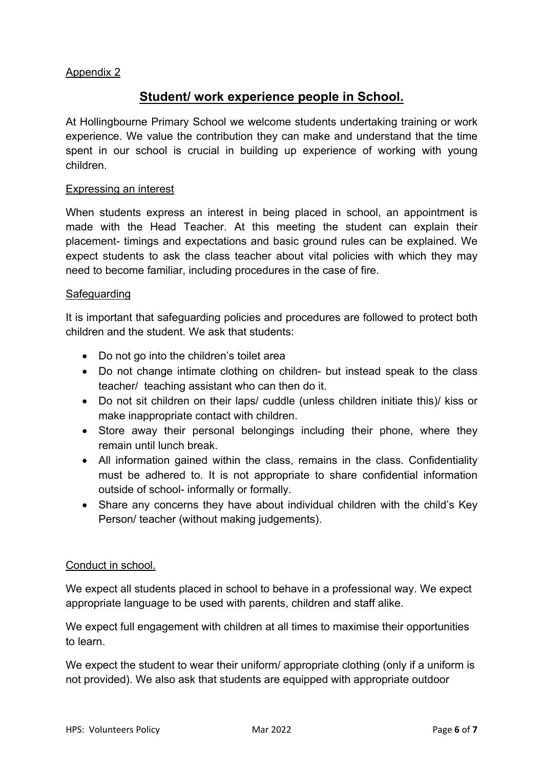Appendix 2

## Student/ work experience people in School.

At Hollingbourne Primary School we welcome students undertaking training or work experience. We value the contribution they can make and understand that the time spent in our school is crucial in building up experience of working with young children.

### Expressing an interest

When students express an interest in being placed in school, an appointment is made with the Head Teacher. At this meeting the student can explain their placement- timings and expectations and basic ground rules can be explained. We expect students to ask the class teacher about vital policies with which they may need to become familiar, including procedures in the case of fire.

### Safeguarding

It is important that safeguarding policies and procedures are followed to protect both children and the student. We ask that students:

- Do not go into the children's toilet area
- Do not change intimate clothing on children- but instead speak to the class teacher/ teaching assistant who can then do it.
- Do not sit children on their laps/ cuddle (unless children initiate this)/ kiss or make inappropriate contact with children.
- Store away their personal belongings including their phone, where they remain until lunch break.
- All information gained within the class, remains in the class. Confidentiality must be adhered to. It is not appropriate to share confidential information outside of school- informally or formally.
- Share any concerns they have about individual children with the child's Key Person/ teacher (without making judgements).

### Conduct in school.

We expect all students placed in school to behave in a professional way. We expect appropriate language to be used with parents, children and staff alike.

We expect full engagement with children at all times to maximise their opportunities to learn.

We expect the student to wear their uniform/ appropriate clothing (only if a uniform is not provided). We also ask that students are equipped with appropriate outdoor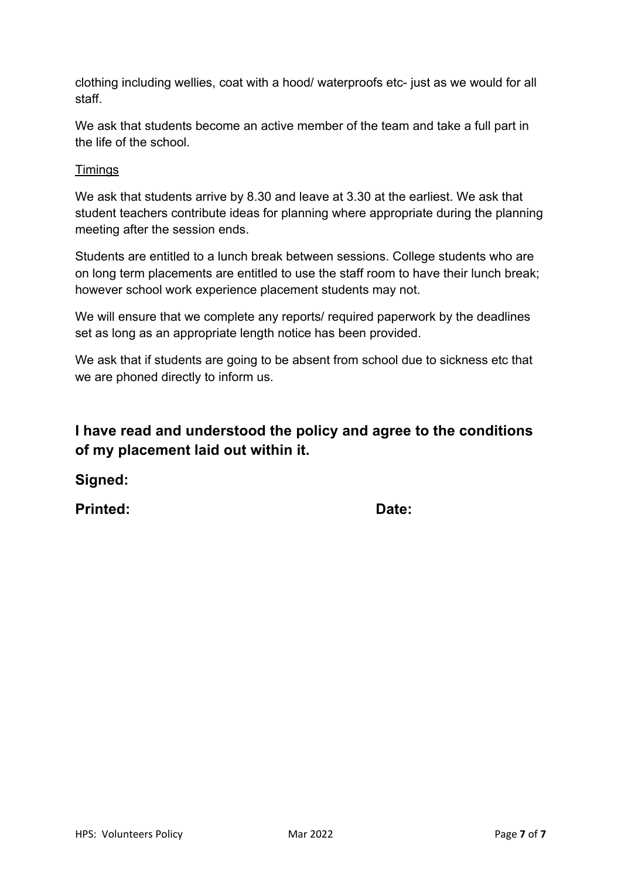clothing including wellies, coat with a hood/ waterproofs etc- just as we would for all staff.

We ask that students become an active member of the team and take a full part in the life of the school.

Timings

We ask that students arrive by 8.30 and leave at 3.30 at the earliest. We ask that student teachers contribute ideas for planning where appropriate during the planning meeting after the session ends.

Students are entitled to a lunch break between sessions. College students who are on long term placements are entitled to use the staff room to have their lunch break; however school work experience placement students may not.

We will ensure that we complete any reports/ required paperwork by the deadlines set as long as an appropriate length notice has been provided.

We ask that if students are going to be absent from school due to sickness etc that we are phoned directly to inform us.

**I have read and understood the policy and agree to the conditions of my placement laid out within it.**

**Signed:**

**Printed:** **Date:**